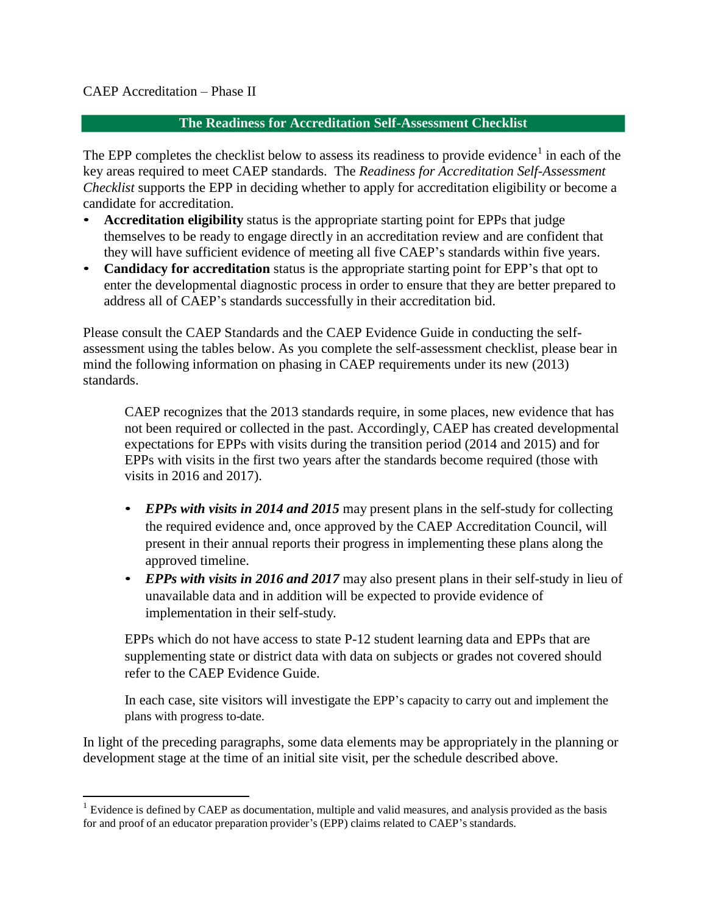CAEP Accreditation – Phase II

## The Readiness for Accreditation Self-Assessment Checklist

The EPP completes the checklist below to assess its readiness to provide evidence[1] in each of the key areas required to meet CAEP standards. The *Readiness for Accreditation Self-Assessment Checklist* supports the EPP in deciding whether to apply for accreditation eligibility or become a candidate for accreditation.

- **Accreditation eligibility** status is the appropriate starting point for EPPs that judge themselves to be ready to engage directly in an accreditation review and are confident that they will have sufficient evidence of meeting all five CAEP's standards within five years.
- **Candidacy for accreditation** status is the appropriate starting point for EPP's that opt to enter the developmental diagnostic process in order to ensure that they are better prepared to address all of CAEP's standards successfully in their accreditation bid.

Please consult the CAEP Standards and the CAEP Evidence Guide in conducting the self-assessment using the tables below. As you complete the self-assessment checklist, please bear in mind the following information on phasing in CAEP requirements under its new (2013) standards.

> CAEP recognizes that the 2013 standards require, in some places, new evidence that has not been required or collected in the past. Accordingly, CAEP has created developmental expectations for EPPs with visits during the transition period (2014 and 2015) and for EPPs with visits in the first two years after the standards become required (those with visits in 2016 and 2017).
>
> - ***EPPs with visits in 2014 and 2015*** may present plans in the self-study for collecting the required evidence and, once approved by the CAEP Accreditation Council, will present in their annual reports their progress in implementing these plans along the approved timeline.
> - ***EPPs with visits in 2016 and 2017*** may also present plans in their self-study in lieu of unavailable data and in addition will be expected to provide evidence of implementation in their self-study.
>
> EPPs which do not have access to state P-12 student learning data and EPPs that are supplementing state or district data with data on subjects or grades not covered should refer to the CAEP Evidence Guide.
>
> In each case, site visitors will investigate the EPP's capacity to carry out and implement the plans with progress to-date.

In light of the preceding paragraphs, some data elements may be appropriately in the planning or development stage at the time of an initial site visit, per the schedule described above.

[1] Evidence is defined by CAEP as documentation, multiple and valid measures, and analysis provided as the basis for and proof of an educator preparation provider's (EPP) claims related to CAEP's standards.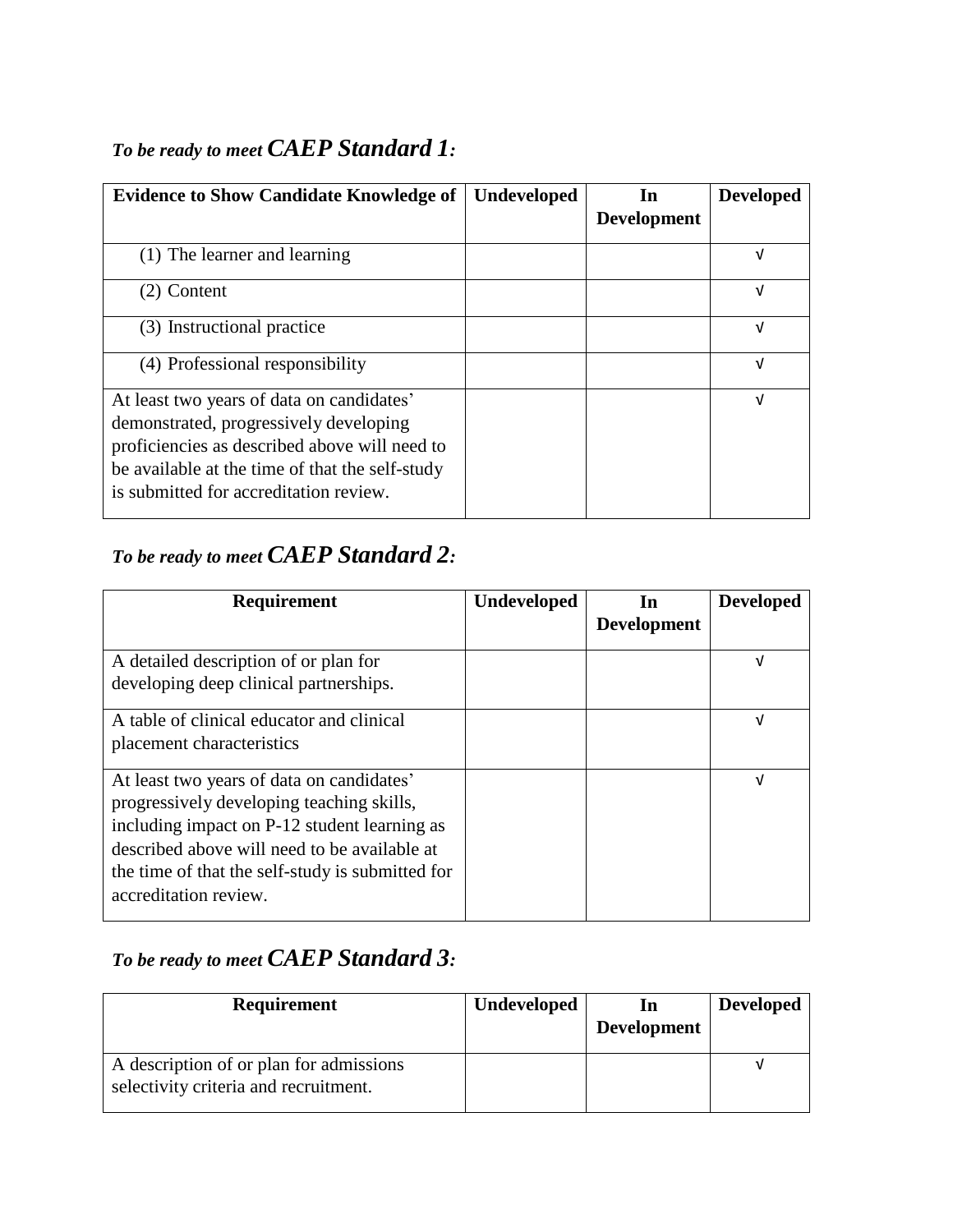### *To be ready to meet* ***CAEP Standard 1:***

| Evidence to Show Candidate Knowledge of | Undeveloped | In Development | Developed |
|---|---|---|---|
| (1) The learner and learning | | | √ |
| (2) Content | | | √ |
| (3) Instructional practice | | | √ |
| (4) Professional responsibility | | | √ |
| At least two years of data on candidates' demonstrated, progressively developing proficiencies as described above will need to be available at the time of that the self-study is submitted for accreditation review. | | | √ |

### *To be ready to meet* ***CAEP Standard 2:***

| Requirement | Undeveloped | In Development | Developed |
|---|---|---|---|
| A detailed description of or plan for developing deep clinical partnerships. | | | √ |
| A table of clinical educator and clinical placement characteristics | | | √ |
| At least two years of data on candidates' progressively developing teaching skills, including impact on P-12 student learning as described above will need to be available at the time of that the self-study is submitted for accreditation review. | | | √ |

### *To be ready to meet* ***CAEP Standard 3:***

| Requirement | Undeveloped | In Development | Developed |
|---|---|---|---|
| A description of or plan for admissions selectivity criteria and recruitment. | | | √ |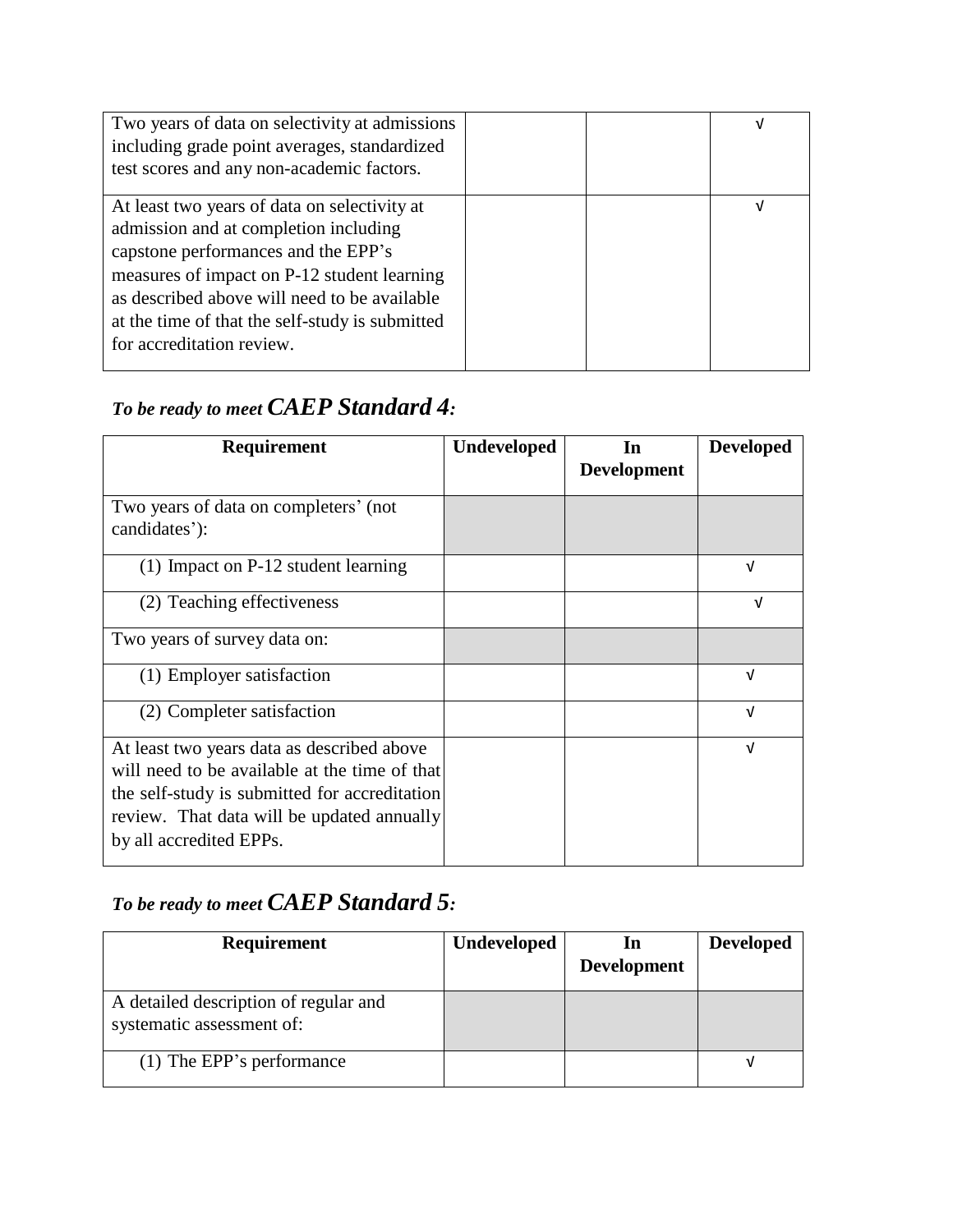| | | | |
|---|---|---|---|
| Two years of data on selectivity at admissions including grade point averages, standardized test scores and any non-academic factors. | | | √ |
| At least two years of data on selectivity at admission and at completion including capstone performances and the EPP's measures of impact on P-12 student learning as described above will need to be available at the time of that the self-study is submitted for accreditation review. | | | √ |

## *To be ready to meet* ***CAEP Standard 4:***

| Requirement | Undeveloped | In Development | Developed |
|---|---|---|---|
| Two years of data on completers' (not candidates'): | | | |
| (1) Impact on P-12 student learning | | | √ |
| (2) Teaching effectiveness | | | √ |
| Two years of survey data on: | | | |
| (1) Employer satisfaction | | | √ |
| (2) Completer satisfaction | | | √ |
| At least two years data as described above will need to be available at the time of that the self-study is submitted for accreditation review. That data will be updated annually by all accredited EPPs. | | | √ |

## *To be ready to meet* ***CAEP Standard 5:***

| Requirement | Undeveloped | In Development | Developed |
|---|---|---|---|
| A detailed description of regular and systematic assessment of: | | | |
| (1) The EPP's performance | | | √ |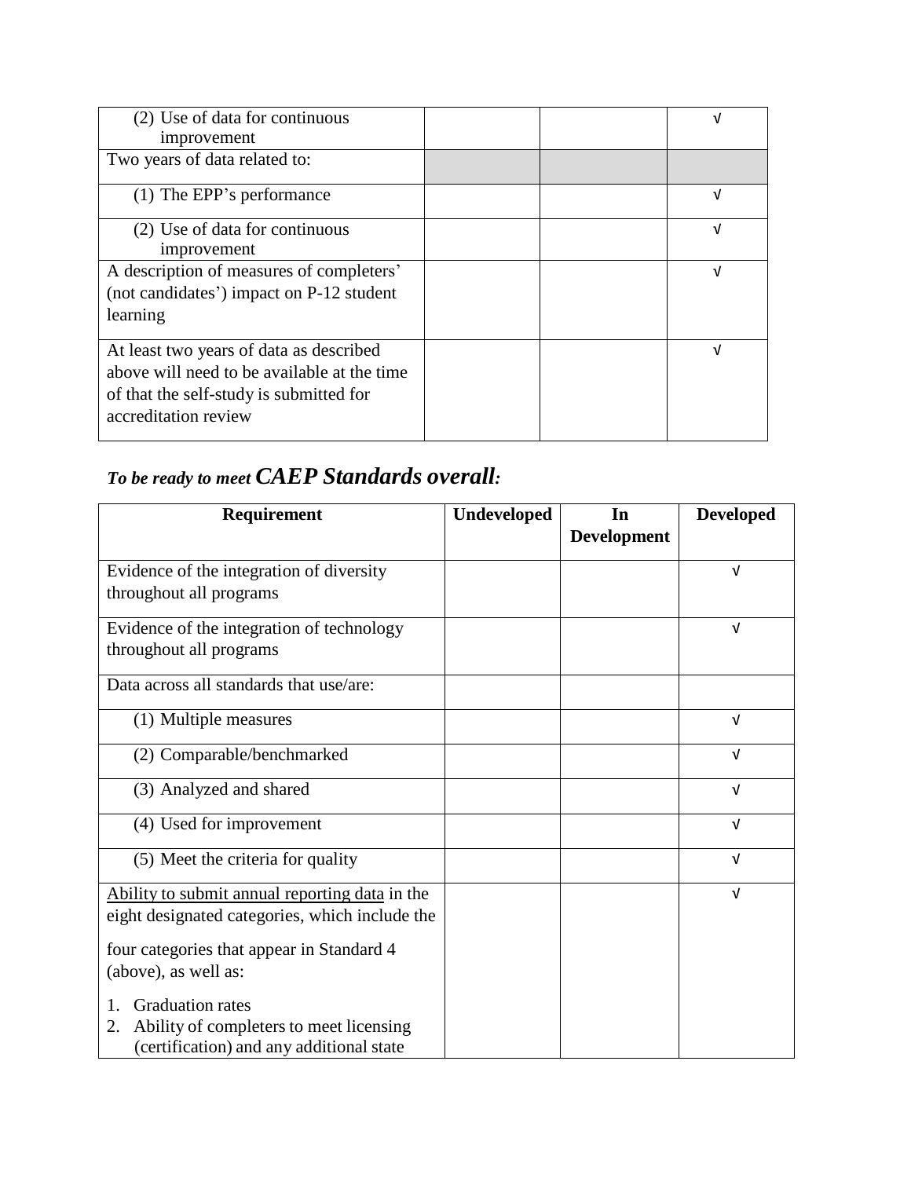| | | | |
|---|---|---|---|
| (2) Use of data for continuous improvement | | | √ |
| Two years of data related to: | | | |
| (1) The EPP's performance | | | √ |
| (2) Use of data for continuous improvement | | | √ |
| A description of measures of completers' (not candidates') impact on P-12 student learning | | | √ |
| At least two years of data as described above will need to be available at the time of that the self-study is submitted for accreditation review | | | √ |

***To be ready to meet CAEP Standards overall:***

| Requirement | Undeveloped | In Development | Developed |
|---|---|---|---|
| Evidence of the integration of diversity throughout all programs | | | √ |
| Evidence of the integration of technology throughout all programs | | | √ |
| Data across all standards that use/are: | | | |
| (1) Multiple measures | | | √ |
| (2) Comparable/benchmarked | | | √ |
| (3) Analyzed and shared | | | √ |
| (4) Used for improvement | | | √ |
| (5) Meet the criteria for quality | | | √ |
| Ability to submit annual reporting data in the eight designated categories, which include the four categories that appear in Standard 4 (above), as well as: 1. Graduation rates 2. Ability of completers to meet licensing (certification) and any additional state | | | √ |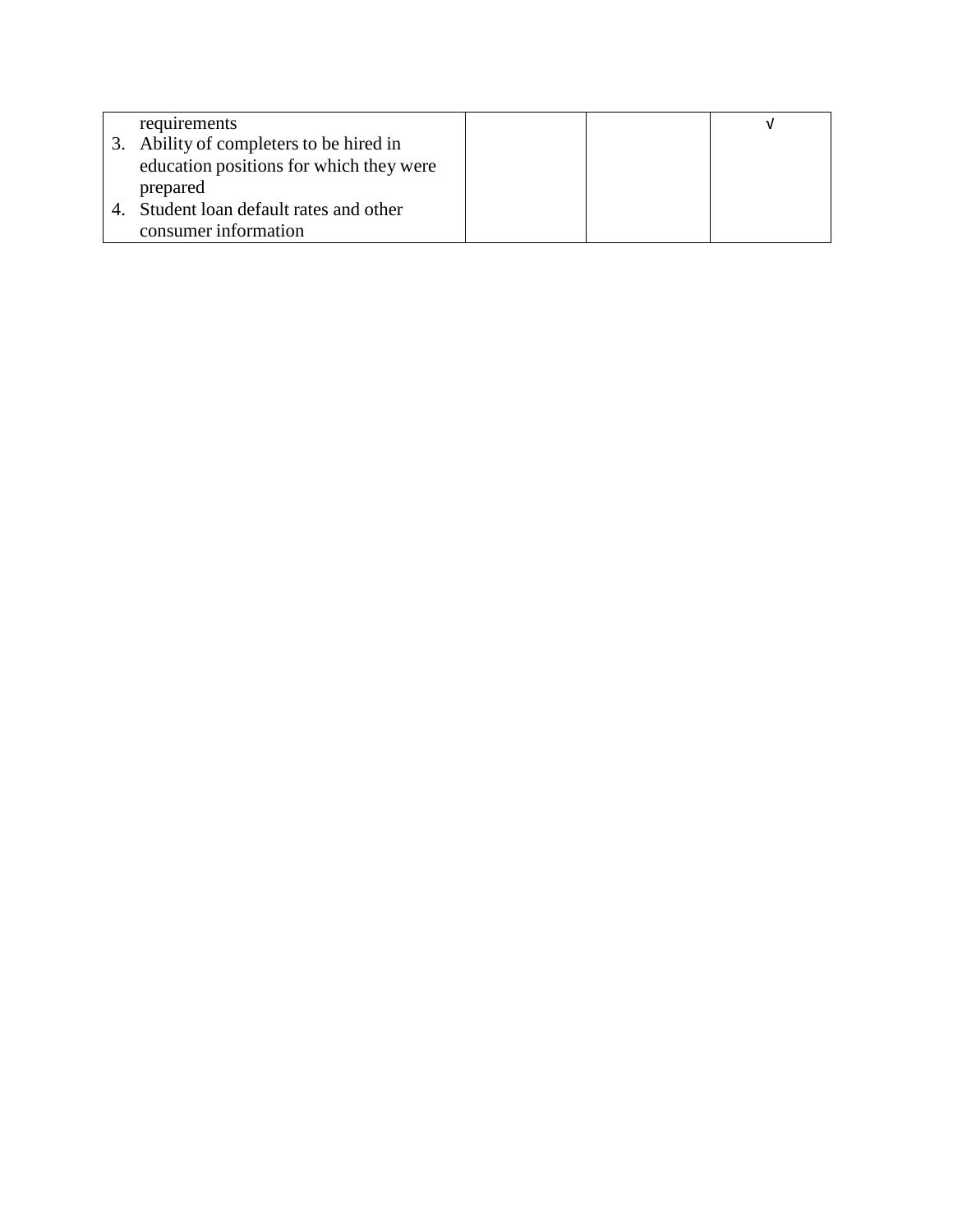| | | | |
|---|---|---|---|
| requirements<br>3. Ability of completers to be hired in education positions for which they were prepared<br>4. Student loan default rates and other consumer information | | | √ |